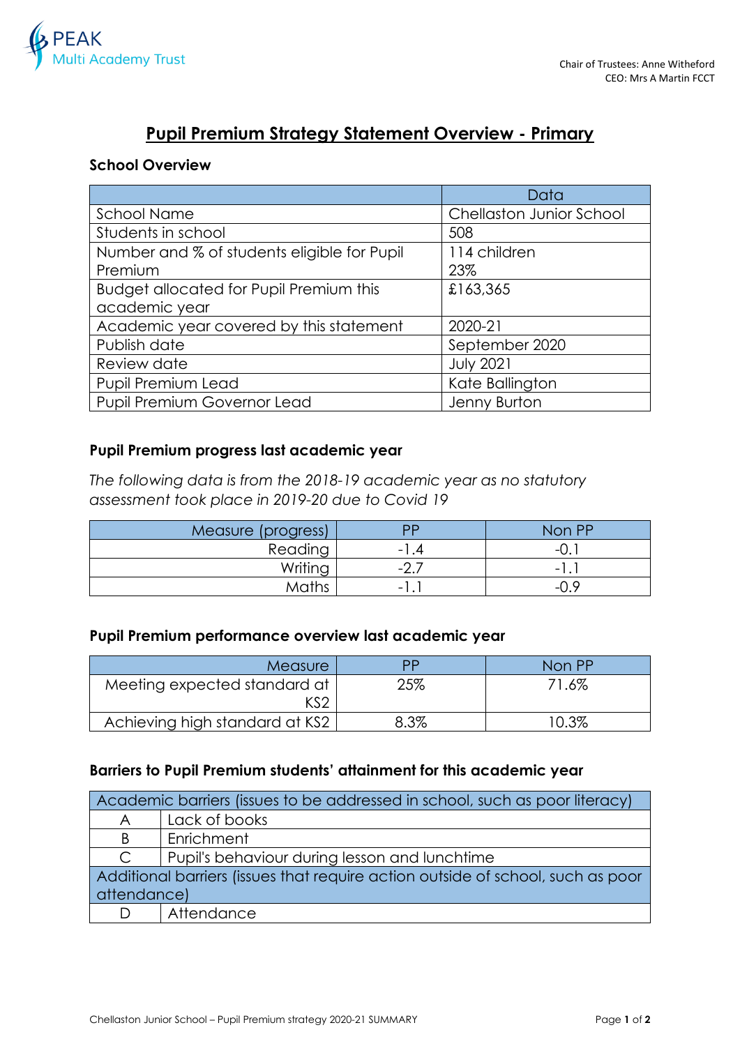Chair of Trustees: Anne Witheford
CEO: Mrs A Martin FCCT

# Pupil Premium Strategy Statement Overview - Primary

### School Overview

| | Data |
|---|---|
| School Name | Chellaston Junior School |
| Students in school | 508 |
| Number and % of students eligible for Pupil Premium | 114 children<br>23% |
| Budget allocated for Pupil Premium this academic year | £163,365 |
| Academic year covered by this statement | 2020-21 |
| Publish date | September 2020 |
| Review date | July 2021 |
| Pupil Premium Lead | Kate Ballington |
| Pupil Premium Governor Lead | Jenny Burton |

### Pupil Premium progress last academic year

*The following data is from the 2018-19 academic year as no statutory assessment took place in 2019-20 due to Covid 19*

| Measure (progress) | PP | Non PP |
|---|---|---|
| Reading | -1.4 | -0.1 |
| Writing | -2.7 | -1.1 |
| Maths | -1.1 | -0.9 |

### Pupil Premium performance overview last academic year

| Measure | PP | Non PP |
|---|---|---|
| Meeting expected standard at KS2 | 25% | 71.6% |
| Achieving high standard at KS2 | 8.3% | 10.3% |

### Barriers to Pupil Premium students' attainment for this academic year

| Academic barriers (issues to be addressed in school, such as poor literacy) | |
|---|---|
| A | Lack of books |
| B | Enrichment |
| C | Pupil's behaviour during lesson and lunchtime |
| **Additional barriers (issues that require action outside of school, such as poor attendance)** | |
| D | Attendance |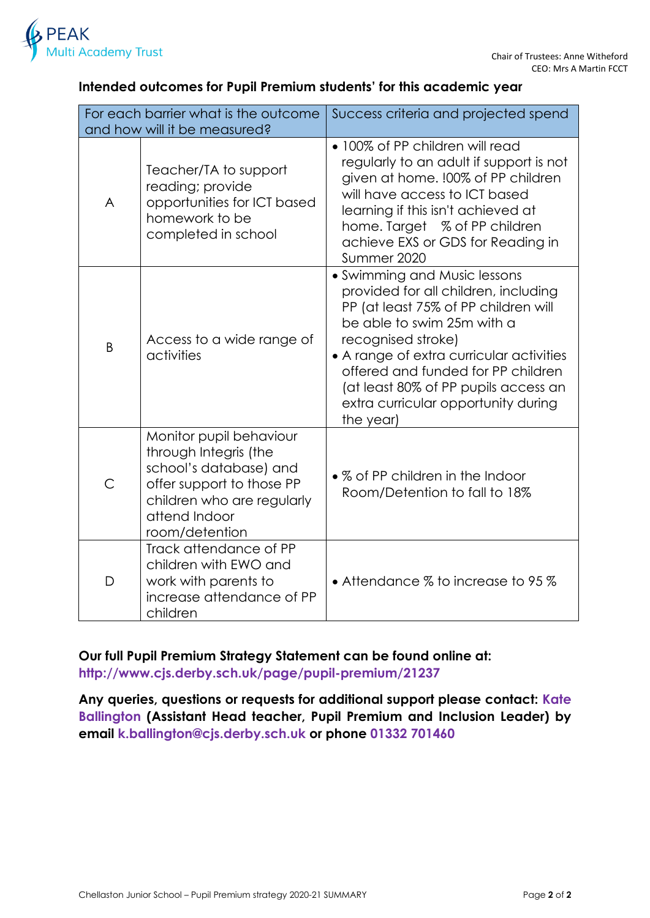Chair of Trustees: Anne Witheford
CEO: Mrs A Martin FCCT

### Intended outcomes for Pupil Premium students' for this academic year

| For each barrier what is the outcome and how will it be measured? | | Success criteria and projected spend |
|---|---|---|
| A | Teacher/TA to support reading; provide opportunities for ICT based homework to be completed in school | • 100% of PP children will read regularly to an adult if support is not given at home. !00% of PP children will have access to ICT based learning if this isn't achieved at home. Target % of PP children achieve EXS or GDS for Reading in Summer 2020 |
| B | Access to a wide range of activities | • Swimming and Music lessons provided for all children, including PP (at least 75% of PP children will be able to swim 25m with a recognised stroke)<br>• A range of extra curricular activities offered and funded for PP children (at least 80% of PP pupils access an extra curricular opportunity during the year) |
| C | Monitor pupil behaviour through Integris (the school's database) and offer support to those PP children who are regularly attend Indoor room/detention | • % of PP children in the Indoor Room/Detention to fall to 18% |
| D | Track attendance of PP children with EWO and work with parents to increase attendance of PP children | • Attendance % to increase to 95 % |

**Our full Pupil Premium Strategy Statement can be found online at:**
**http://www.cjs.derby.sch.uk/page/pupil-premium/21237**

**Any queries, questions or requests for additional support please contact: Kate Ballington (Assistant Head teacher, Pupil Premium and Inclusion Leader) by email k.ballington@cjs.derby.sch.uk or phone 01332 701460**